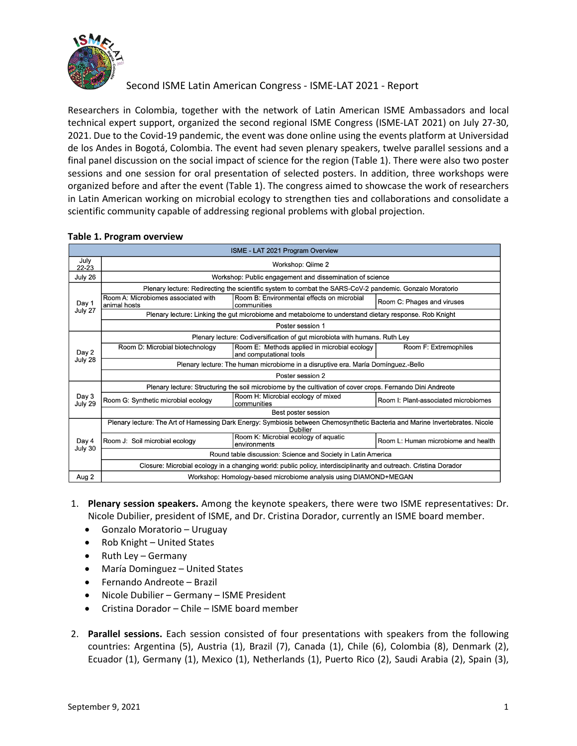# Second ISME Latin American Congress - ISME-LAT 2021 - Report

Researchers in Colombia, together with the network of Latin American ISME Ambassadors and local technical expert support, organized the second regional ISME Congress (ISME-LAT 2021) on July 27-30, 2021. Due to the Covid-19 pandemic, the event was done online using the events platform at Universidad de los Andes in Bogotá, Colombia. The event had seven plenary speakers, twelve parallel sessions and a final panel discussion on the social impact of science for the region (Table 1). There were also two poster sessions and one session for oral presentation of selected posters. In addition, three workshops were organized before and after the event (Table 1). The congress aimed to showcase the work of researchers in Latin American working on microbial ecology to strengthen ties and collaborations and consolidate a scientific community capable of addressing regional problems with global projection.

**Table 1. Program overview**

| ISME - LAT 2021 Program Overview | | | |
|---|---|---|---|
| July 22-23 | Workshop: Qiime 2 | | |
| July 26 | Workshop: Public engagement and dissemination of science | | |
| Day 1 July 27 | Plenary lecture: Redirecting the scientific system to combat the SARS-CoV-2 pandemic. Gonzalo Moratorio | | |
| | Room A: Microbiomes associated with animal hosts | Room B: Environmental effects on microbial communities | Room C: Phages and viruses |
| | Plenary lecture: Linking the gut microbiome and metabolome to understand dietary response. Rob Knight | | |
| | Poster session 1 | | |
| Day 2 July 28 | Plenary lecture: Codiversification of gut microbiota with humans. Ruth Ley | | |
| | Room D: Microbial biotechnology | Room E: Methods applied in microbial ecology and computational tools | Room F: Extremophiles |
| | Plenary lecture: The human microbiome in a disruptive era. María Domínguez.-Bello | | |
| | Poster session 2 | | |
| Day 3 July 29 | Plenary lecture: Structuring the soil microbiome by the cultivation of cover crops. Fernando Dini Andreote | | |
| | Room G: Synthetic microbial ecology | Room H: Microbial ecology of mixed communities | Room I: Plant-associated microbiomes |
| | Best poster session | | |
| Day 4 July 30 | Plenary lecture: The Art of Harnessing Dark Energy: Symbiosis between Chemosynthetic Bacteria and Marine Invertebrates. Nicole Dubilier | | |
| | Room J: Soil microbial ecology | Room K: Microbial ecology of aquatic environments | Room L: Human microbiome and health |
| | Round table discussion: Science and Society in Latin America | | |
| | Closure: Microbial ecology in a changing world: public policy, interdisciplinarity and outreach. Cristina Dorador | | |
| Aug 2 | Workshop: Homology-based microbiome analysis using DIAMOND+MEGAN | | |

1. **Plenary session speakers.** Among the keynote speakers, there were two ISME representatives: Dr. Nicole Dubilier, president of ISME, and Dr. Cristina Dorador, currently an ISME board member.
   - Gonzalo Moratorio – Uruguay
   - Rob Knight – United States
   - Ruth Ley – Germany
   - María Dominguez – United States
   - Fernando Andreote – Brazil
   - Nicole Dubilier – Germany – ISME President
   - Cristina Dorador – Chile – ISME board member

2. **Parallel sessions.** Each session consisted of four presentations with speakers from the following countries: Argentina (5), Austria (1), Brazil (7), Canada (1), Chile (6), Colombia (8), Denmark (2), Ecuador (1), Germany (1), Mexico (1), Netherlands (1), Puerto Rico (2), Saudi Arabia (2), Spain (3),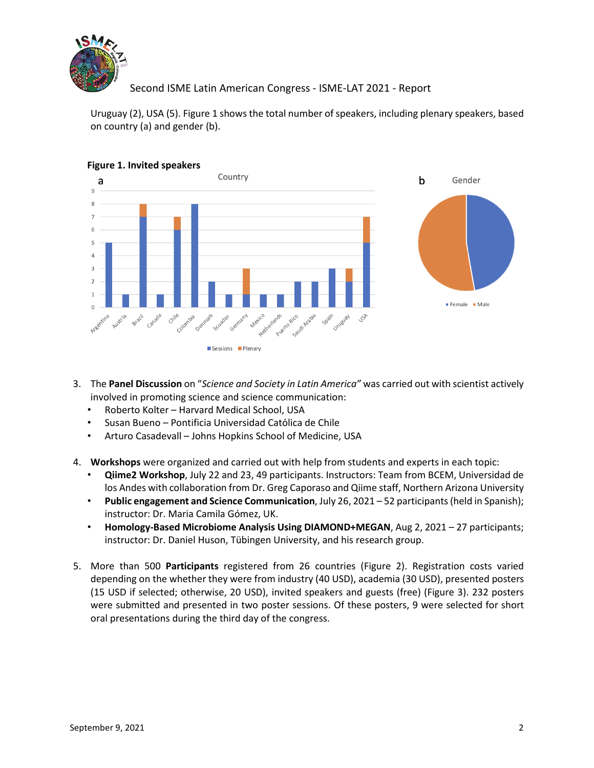Uruguay (2), USA (5). Figure 1 shows the total number of speakers, including plenary speakers, based on country (a) and gender (b).

**Figure 1. Invited speakers**

3. The **Panel Discussion** on "*Science and Society in Latin America"* was carried out with scientist actively involved in promoting science and science communication:
   - Roberto Kolter – Harvard Medical School, USA
   - Susan Bueno – Pontificia Universidad Católica de Chile
   - Arturo Casadevall – Johns Hopkins School of Medicine, USA

4. **Workshops** were organized and carried out with help from students and experts in each topic:
   - **Qiime2 Workshop**, July 22 and 23, 49 participants. Instructors: Team from BCEM, Universidad de los Andes with collaboration from Dr. Greg Caporaso and Qiime staff, Northern Arizona University
   - **Public engagement and Science Communication**, July 26, 2021 – 52 participants (held in Spanish); instructor: Dr. Maria Camila Gómez, UK.
   - **Homology-Based Microbiome Analysis Using DIAMOND+MEGAN**, Aug 2, 2021 – 27 participants; instructor: Dr. Daniel Huson, Tübingen University, and his research group.

5. More than 500 **Participants** registered from 26 countries (Figure 2). Registration costs varied depending on the whether they were from industry (40 USD), academia (30 USD), presented posters (15 USD if selected; otherwise, 20 USD), invited speakers and guests (free) (Figure 3). 232 posters were submitted and presented in two poster sessions. Of these posters, 9 were selected for short oral presentations during the third day of the congress.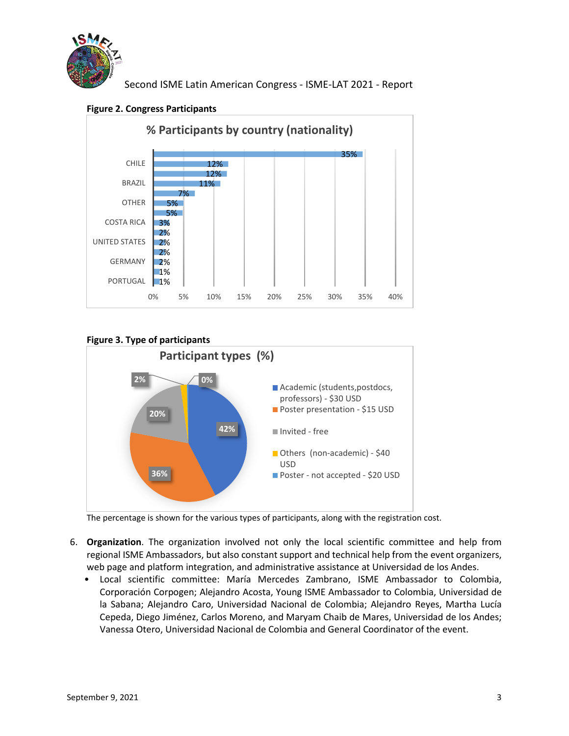**Figure 2. Congress Participants**

% Participants by country (nationality)

| Country | % |
|---|---|
|  | 35% |
| CHILE | 12% |
|  | 12% |
| BRAZIL | 11% |
|  | 7% |
| OTHER | 5% |
|  | 5% |
| COSTA RICA | 3% |
|  | 2% |
| UNITED STATES | 2% |
|  | 2% |
| GERMANY | 2% |
|  | 1% |
| PORTUGAL | 1% |

**Figure 3. Type of participants**

Participant types (%)

| Participant type | % |
|---|---|
| Academic (students,postdocs, professors) - $30 USD | 42% |
| Poster presentation - $15 USD | 36% |
| Invited - free | 20% |
| Others (non-academic) - $40 USD | 2% |
| Poster - not accepted - $20 USD | 0% |

The percentage is shown for the various types of participants, along with the registration cost.

6. **Organization**. The organization involved not only the local scientific committee and help from regional ISME Ambassadors, but also constant support and technical help from the event organizers, web page and platform integration, and administrative assistance at Universidad de los Andes.
   - Local scientific committee: María Mercedes Zambrano, ISME Ambassador to Colombia, Corporación Corpogen; Alejandro Acosta, Young ISME Ambassador to Colombia, Universidad de la Sabana; Alejandro Caro, Universidad Nacional de Colombia; Alejandro Reyes, Martha Lucía Cepeda, Diego Jiménez, Carlos Moreno, and Maryam Chaib de Mares, Universidad de los Andes; Vanessa Otero, Universidad Nacional de Colombia and General Coordinator of the event.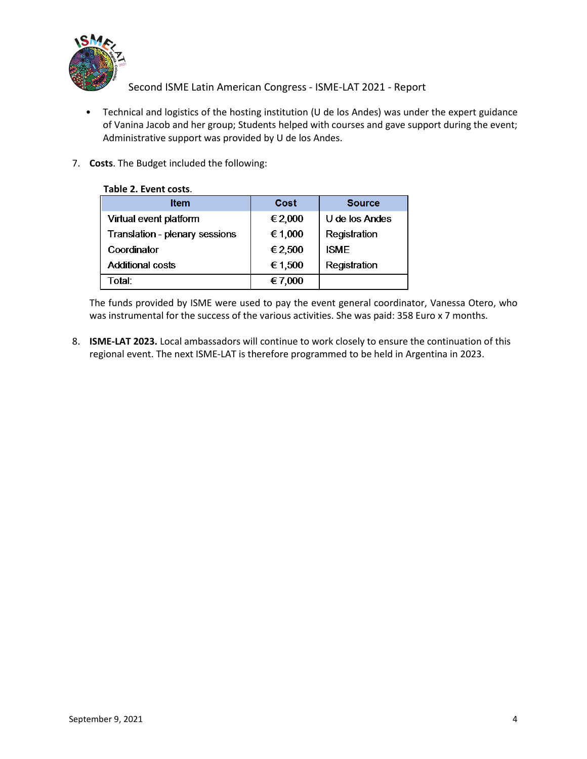- Technical and logistics of the hosting institution (U de los Andes) was under the expert guidance of Vanina Jacob and her group; Students helped with courses and gave support during the event; Administrative support was provided by U de los Andes.

7. **Costs**. The Budget included the following:

**Table 2. Event costs**.

| Item | Cost | Source |
|---|---|---|
| Virtual event platform | € 2,000 | U de los Andes |
| Translation - plenary sessions | € 1,000 | Registration |
| Coordinator | € 2,500 | ISME |
| Additional costs | € 1,500 | Registration |
| Total: | € 7,000 | |

The funds provided by ISME were used to pay the event general coordinator, Vanessa Otero, who was instrumental for the success of the various activities. She was paid: 358 Euro x 7 months.

8. **ISME-LAT 2023.** Local ambassadors will continue to work closely to ensure the continuation of this regional event. The next ISME-LAT is therefore programmed to be held in Argentina in 2023.